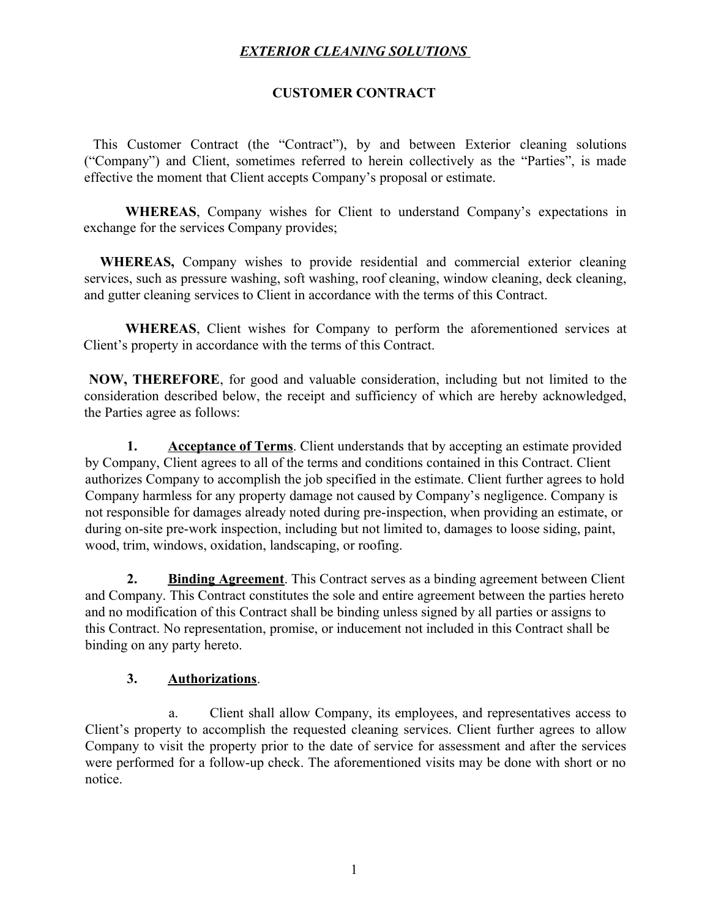# *EXTERIOR CLEANING SOLUTIONS*

## CUSTOMER CONTRACT

This Customer Contract (the "Contract"), by and between Exterior cleaning solutions ("Company") and Client, sometimes referred to herein collectively as the "Parties", is made effective the moment that Client accepts Company's proposal or estimate.

**WHEREAS**, Company wishes for Client to understand Company's expectations in exchange for the services Company provides;

**WHEREAS,** Company wishes to provide residential and commercial exterior cleaning services, such as pressure washing, soft washing, roof cleaning, window cleaning, deck cleaning, and gutter cleaning services to Client in accordance with the terms of this Contract.

**WHEREAS**, Client wishes for Company to perform the aforementioned services at Client's property in accordance with the terms of this Contract.

**NOW, THEREFORE**, for good and valuable consideration, including but not limited to the consideration described below, the receipt and sufficiency of which are hereby acknowledged, the Parties agree as follows:

**1. Acceptance of Terms**. Client understands that by accepting an estimate provided by Company, Client agrees to all of the terms and conditions contained in this Contract. Client authorizes Company to accomplish the job specified in the estimate. Client further agrees to hold Company harmless for any property damage not caused by Company's negligence. Company is not responsible for damages already noted during pre-inspection, when providing an estimate, or during on-site pre-work inspection, including but not limited to, damages to loose siding, paint, wood, trim, windows, oxidation, landscaping, or roofing.

**2. Binding Agreement**. This Contract serves as a binding agreement between Client and Company. This Contract constitutes the sole and entire agreement between the parties hereto and no modification of this Contract shall be binding unless signed by all parties or assigns to this Contract. No representation, promise, or inducement not included in this Contract shall be binding on any party hereto.

**3. Authorizations**.

a. Client shall allow Company, its employees, and representatives access to Client's property to accomplish the requested cleaning services. Client further agrees to allow Company to visit the property prior to the date of service for assessment and after the services were performed for a follow-up check. The aforementioned visits may be done with short or no notice.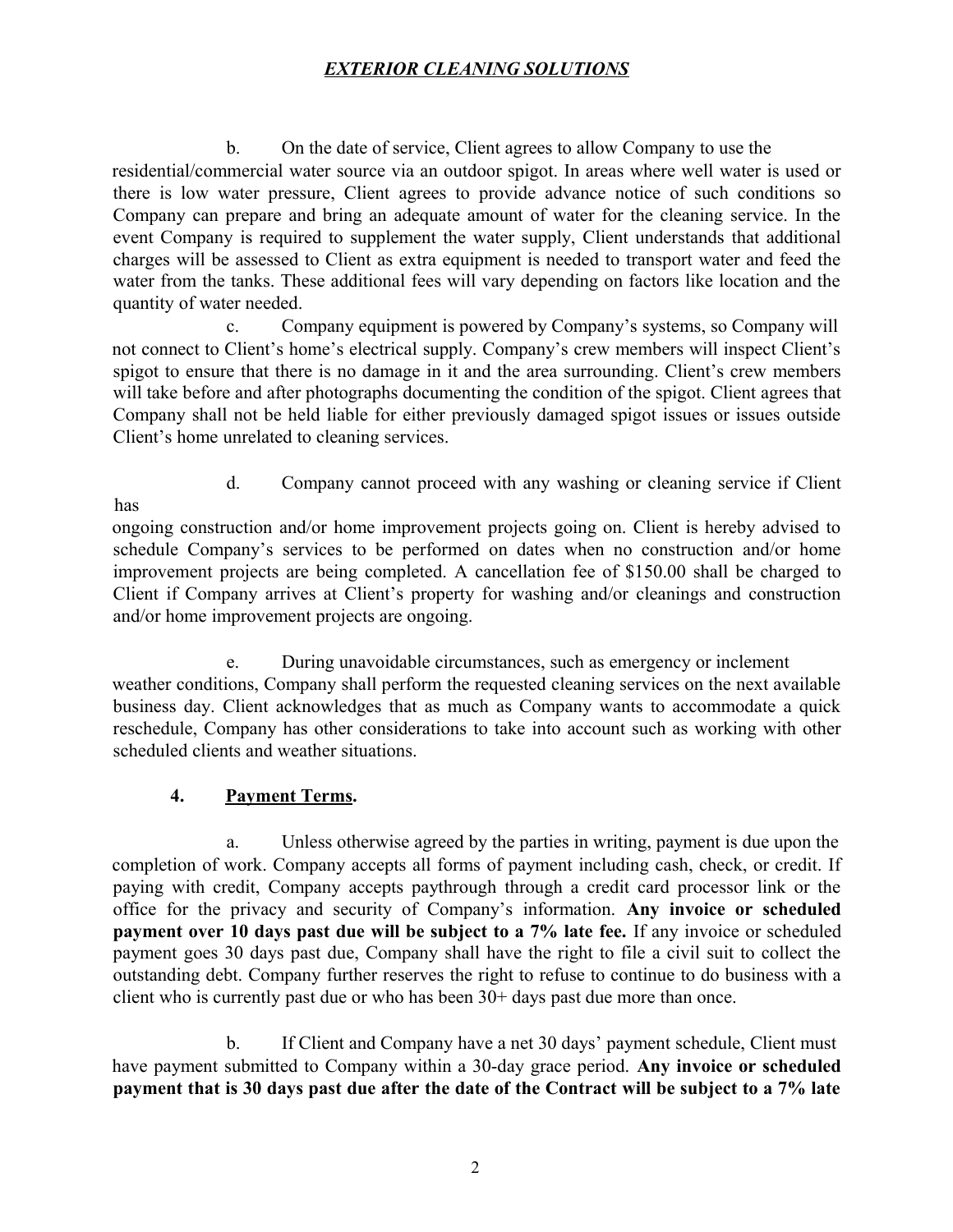b. On the date of service, Client agrees to allow Company to use the residential/commercial water source via an outdoor spigot. In areas where well water is used or there is low water pressure, Client agrees to provide advance notice of such conditions so Company can prepare and bring an adequate amount of water for the cleaning service. In the event Company is required to supplement the water supply, Client understands that additional charges will be assessed to Client as extra equipment is needed to transport water and feed the water from the tanks. These additional fees will vary depending on factors like location and the quantity of water needed.

c. Company equipment is powered by Company's systems, so Company will not connect to Client's home's electrical supply. Company's crew members will inspect Client's spigot to ensure that there is no damage in it and the area surrounding. Client's crew members will take before and after photographs documenting the condition of the spigot. Client agrees that Company shall not be held liable for either previously damaged spigot issues or issues outside Client's home unrelated to cleaning services.

d. Company cannot proceed with any washing or cleaning service if Client has ongoing construction and/or home improvement projects going on. Client is hereby advised to schedule Company's services to be performed on dates when no construction and/or home improvement projects are being completed. A cancellation fee of $150.00 shall be charged to Client if Company arrives at Client's property for washing and/or cleanings and construction and/or home improvement projects are ongoing.

e. During unavoidable circumstances, such as emergency or inclement weather conditions, Company shall perform the requested cleaning services on the next available business day. Client acknowledges that as much as Company wants to accommodate a quick reschedule, Company has other considerations to take into account such as working with other scheduled clients and weather situations.

**4. Payment Terms.**

a. Unless otherwise agreed by the parties in writing, payment is due upon the completion of work. Company accepts all forms of payment including cash, check, or credit. If paying with credit, Company accepts paythrough through a credit card processor link or the office for the privacy and security of Company's information. **Any invoice or scheduled payment over 10 days past due will be subject to a 7% late fee.** If any invoice or scheduled payment goes 30 days past due, Company shall have the right to file a civil suit to collect the outstanding debt. Company further reserves the right to refuse to continue to do business with a client who is currently past due or who has been 30+ days past due more than once.

b. If Client and Company have a net 30 days' payment schedule, Client must have payment submitted to Company within a 30-day grace period. **Any invoice or scheduled payment that is 30 days past due after the date of the Contract will be subject to a 7% late**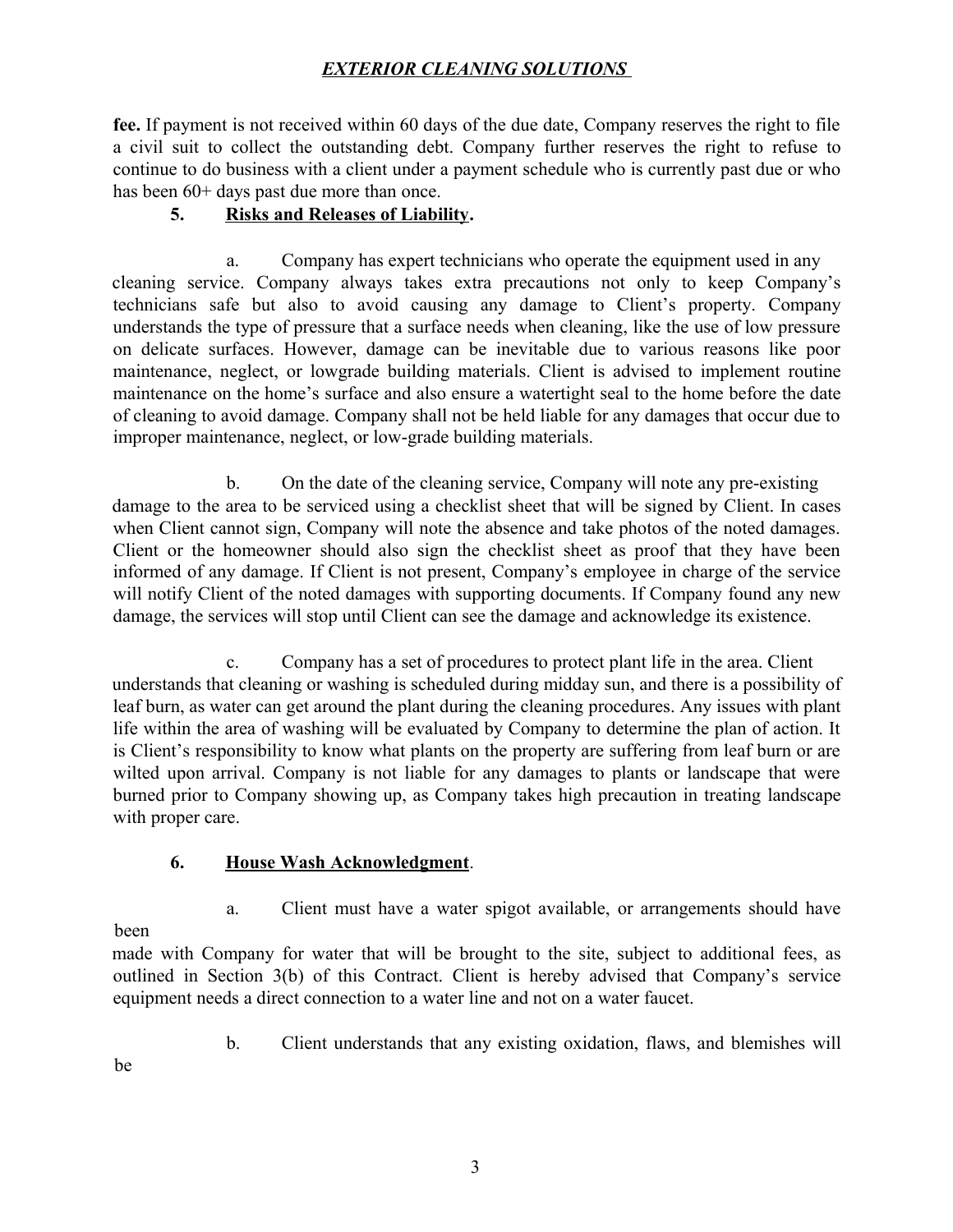**fee.** If payment is not received within 60 days of the due date, Company reserves the right to file a civil suit to collect the outstanding debt. Company further reserves the right to refuse to continue to do business with a client under a payment schedule who is currently past due or who has been 60+ days past due more than once.

**5. Risks and Releases of Liability.**

a. Company has expert technicians who operate the equipment used in any cleaning service. Company always takes extra precautions not only to keep Company's technicians safe but also to avoid causing any damage to Client's property. Company understands the type of pressure that a surface needs when cleaning, like the use of low pressure on delicate surfaces. However, damage can be inevitable due to various reasons like poor maintenance, neglect, or lowgrade building materials. Client is advised to implement routine maintenance on the home's surface and also ensure a watertight seal to the home before the date of cleaning to avoid damage. Company shall not be held liable for any damages that occur due to improper maintenance, neglect, or low-grade building materials.

b. On the date of the cleaning service, Company will note any pre-existing damage to the area to be serviced using a checklist sheet that will be signed by Client. In cases when Client cannot sign, Company will note the absence and take photos of the noted damages. Client or the homeowner should also sign the checklist sheet as proof that they have been informed of any damage. If Client is not present, Company's employee in charge of the service will notify Client of the noted damages with supporting documents. If Company found any new damage, the services will stop until Client can see the damage and acknowledge its existence.

c. Company has a set of procedures to protect plant life in the area. Client understands that cleaning or washing is scheduled during midday sun, and there is a possibility of leaf burn, as water can get around the plant during the cleaning procedures. Any issues with plant life within the area of washing will be evaluated by Company to determine the plan of action. It is Client's responsibility to know what plants on the property are suffering from leaf burn or are wilted upon arrival. Company is not liable for any damages to plants or landscape that were burned prior to Company showing up, as Company takes high precaution in treating landscape with proper care.

**6. House Wash Acknowledgment.**

a. Client must have a water spigot available, or arrangements should have been made with Company for water that will be brought to the site, subject to additional fees, as outlined in Section 3(b) of this Contract. Client is hereby advised that Company's service equipment needs a direct connection to a water line and not on a water faucet.

b. Client understands that any existing oxidation, flaws, and blemishes will be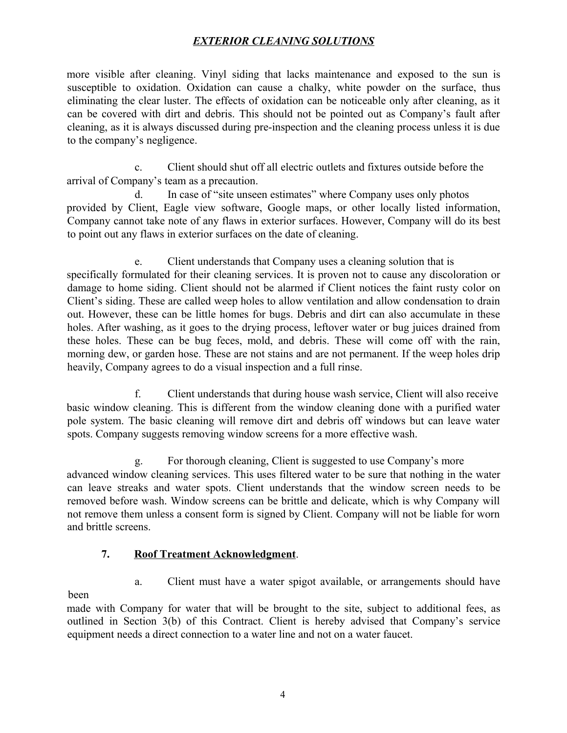more visible after cleaning. Vinyl siding that lacks maintenance and exposed to the sun is susceptible to oxidation. Oxidation can cause a chalky, white powder on the surface, thus eliminating the clear luster. The effects of oxidation can be noticeable only after cleaning, as it can be covered with dirt and debris. This should not be pointed out as Company's fault after cleaning, as it is always discussed during pre-inspection and the cleaning process unless it is due to the company's negligence.

c. Client should shut off all electric outlets and fixtures outside before the arrival of Company's team as a precaution.

d. In case of "site unseen estimates" where Company uses only photos provided by Client, Eagle view software, Google maps, or other locally listed information, Company cannot take note of any flaws in exterior surfaces. However, Company will do its best to point out any flaws in exterior surfaces on the date of cleaning.

e. Client understands that Company uses a cleaning solution that is specifically formulated for their cleaning services. It is proven not to cause any discoloration or damage to home siding. Client should not be alarmed if Client notices the faint rusty color on Client's siding. These are called weep holes to allow ventilation and allow condensation to drain out. However, these can be little homes for bugs. Debris and dirt can also accumulate in these holes. After washing, as it goes to the drying process, leftover water or bug juices drained from these holes. These can be bug feces, mold, and debris. These will come off with the rain, morning dew, or garden hose. These are not stains and are not permanent. If the weep holes drip heavily, Company agrees to do a visual inspection and a full rinse.

f. Client understands that during house wash service, Client will also receive basic window cleaning. This is different from the window cleaning done with a purified water pole system. The basic cleaning will remove dirt and debris off windows but can leave water spots. Company suggests removing window screens for a more effective wash.

g. For thorough cleaning, Client is suggested to use Company's more advanced window cleaning services. This uses filtered water to be sure that nothing in the water can leave streaks and water spots. Client understands that the window screen needs to be removed before wash. Window screens can be brittle and delicate, which is why Company will not remove them unless a consent form is signed by Client. Company will not be liable for worn and brittle screens.

**7. <u>Roof Treatment Acknowledgment</u>.**

a. Client must have a water spigot available, or arrangements should have been made with Company for water that will be brought to the site, subject to additional fees, as outlined in Section 3(b) of this Contract. Client is hereby advised that Company's service equipment needs a direct connection to a water line and not on a water faucet.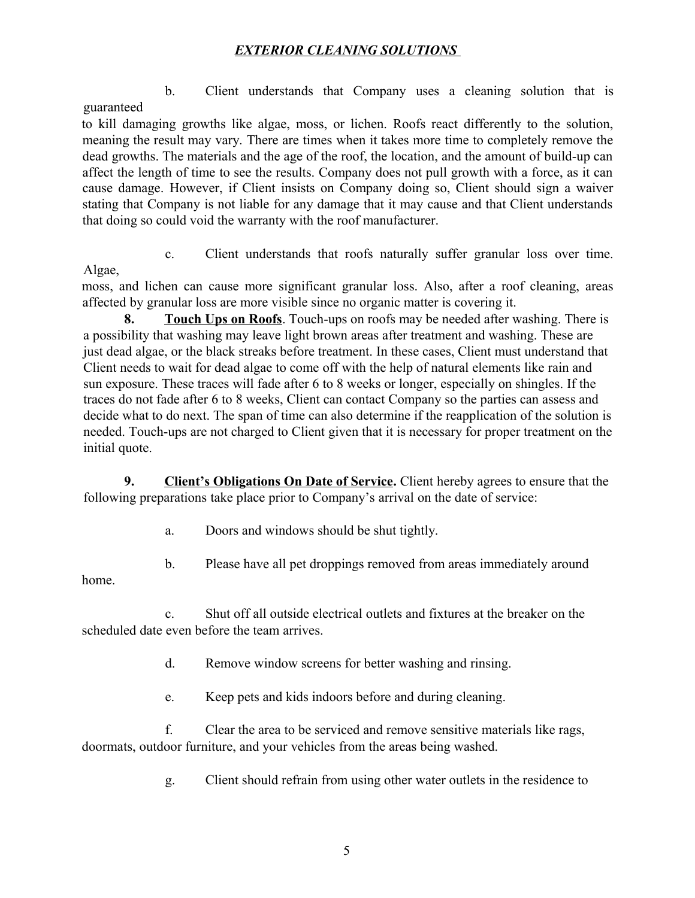b. Client understands that Company uses a cleaning solution that is guaranteed to kill damaging growths like algae, moss, or lichen. Roofs react differently to the solution, meaning the result may vary. There are times when it takes more time to completely remove the dead growths. The materials and the age of the roof, the location, and the amount of build-up can affect the length of time to see the results. Company does not pull growth with a force, as it can cause damage. However, if Client insists on Company doing so, Client should sign a waiver stating that Company is not liable for any damage that it may cause and that Client understands that doing so could void the warranty with the roof manufacturer.

c. Client understands that roofs naturally suffer granular loss over time. Algae, moss, and lichen can cause more significant granular loss. Also, after a roof cleaning, areas affected by granular loss are more visible since no organic matter is covering it.

**8. Touch Ups on Roofs**. Touch-ups on roofs may be needed after washing. There is a possibility that washing may leave light brown areas after treatment and washing. These are just dead algae, or the black streaks before treatment. In these cases, Client must understand that Client needs to wait for dead algae to come off with the help of natural elements like rain and sun exposure. These traces will fade after 6 to 8 weeks or longer, especially on shingles. If the traces do not fade after 6 to 8 weeks, Client can contact Company so the parties can assess and decide what to do next. The span of time can also determine if the reapplication of the solution is needed. Touch-ups are not charged to Client given that it is necessary for proper treatment on the initial quote.

**9. Client's Obligations On Date of Service.** Client hereby agrees to ensure that the following preparations take place prior to Company's arrival on the date of service:

a. Doors and windows should be shut tightly.

b. Please have all pet droppings removed from areas immediately around home.

c. Shut off all outside electrical outlets and fixtures at the breaker on the scheduled date even before the team arrives.

d. Remove window screens for better washing and rinsing.

e. Keep pets and kids indoors before and during cleaning.

f. Clear the area to be serviced and remove sensitive materials like rags, doormats, outdoor furniture, and your vehicles from the areas being washed.

g. Client should refrain from using other water outlets in the residence to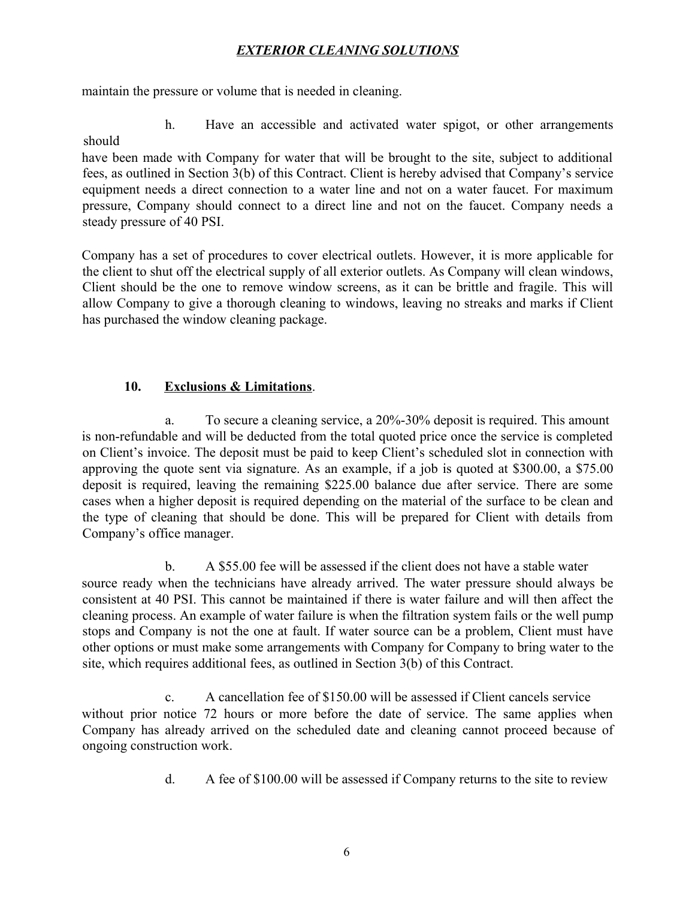maintain the pressure or volume that is needed in cleaning.

h. Have an accessible and activated water spigot, or other arrangements should have been made with Company for water that will be brought to the site, subject to additional fees, as outlined in Section 3(b) of this Contract. Client is hereby advised that Company's service equipment needs a direct connection to a water line and not on a water faucet. For maximum pressure, Company should connect to a direct line and not on the faucet. Company needs a steady pressure of 40 PSI.

Company has a set of procedures to cover electrical outlets. However, it is more applicable for the client to shut off the electrical supply of all exterior outlets. As Company will clean windows, Client should be the one to remove window screens, as it can be brittle and fragile. This will allow Company to give a thorough cleaning to windows, leaving no streaks and marks if Client has purchased the window cleaning package.

**10. Exclusions & Limitations**.

a. To secure a cleaning service, a 20%-30% deposit is required. This amount is non-refundable and will be deducted from the total quoted price once the service is completed on Client's invoice. The deposit must be paid to keep Client's scheduled slot in connection with approving the quote sent via signature. As an example, if a job is quoted at $300.00, a $75.00 deposit is required, leaving the remaining $225.00 balance due after service. There are some cases when a higher deposit is required depending on the material of the surface to be clean and the type of cleaning that should be done. This will be prepared for Client with details from Company's office manager.

b. A $55.00 fee will be assessed if the client does not have a stable water source ready when the technicians have already arrived. The water pressure should always be consistent at 40 PSI. This cannot be maintained if there is water failure and will then affect the cleaning process. An example of water failure is when the filtration system fails or the well pump stops and Company is not the one at fault. If water source can be a problem, Client must have other options or must make some arrangements with Company for Company to bring water to the site, which requires additional fees, as outlined in Section 3(b) of this Contract.

c. A cancellation fee of $150.00 will be assessed if Client cancels service without prior notice 72 hours or more before the date of service. The same applies when Company has already arrived on the scheduled date and cleaning cannot proceed because of ongoing construction work.

d. A fee of $100.00 will be assessed if Company returns to the site to review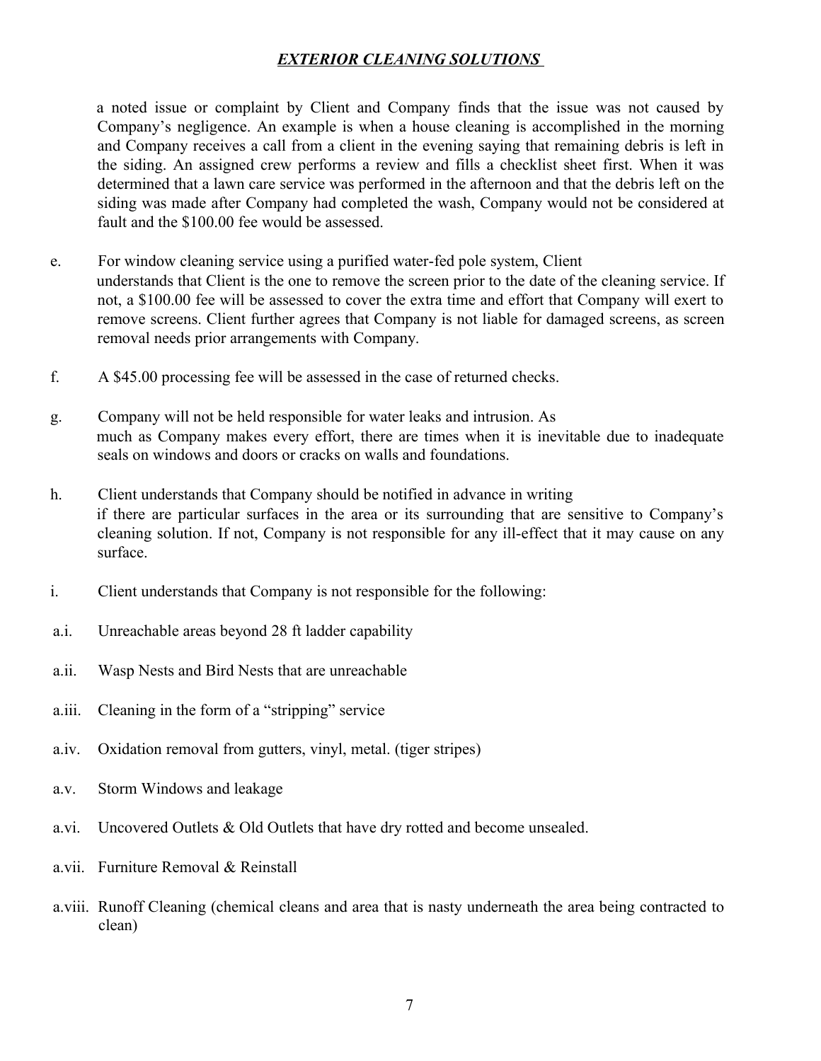a noted issue or complaint by Client and Company finds that the issue was not caused by Company's negligence. An example is when a house cleaning is accomplished in the morning and Company receives a call from a client in the evening saying that remaining debris is left in the siding. An assigned crew performs a review and fills a checklist sheet first. When it was determined that a lawn care service was performed in the afternoon and that the debris left on the siding was made after Company had completed the wash, Company would not be considered at fault and the $100.00 fee would be assessed.

e. For window cleaning service using a purified water-fed pole system, Client understands that Client is the one to remove the screen prior to the date of the cleaning service. If not, a $100.00 fee will be assessed to cover the extra time and effort that Company will exert to remove screens. Client further agrees that Company is not liable for damaged screens, as screen removal needs prior arrangements with Company.

f. A $45.00 processing fee will be assessed in the case of returned checks.

g. Company will not be held responsible for water leaks and intrusion. As much as Company makes every effort, there are times when it is inevitable due to inadequate seals on windows and doors or cracks on walls and foundations.

h. Client understands that Company should be notified in advance in writing if there are particular surfaces in the area or its surrounding that are sensitive to Company's cleaning solution. If not, Company is not responsible for any ill-effect that it may cause on any surface.

i. Client understands that Company is not responsible for the following:

a.i. Unreachable areas beyond 28 ft ladder capability

a.ii. Wasp Nests and Bird Nests that are unreachable

a.iii. Cleaning in the form of a "stripping" service

a.iv. Oxidation removal from gutters, vinyl, metal. (tiger stripes)

a.v. Storm Windows and leakage

a.vi. Uncovered Outlets & Old Outlets that have dry rotted and become unsealed.

a.vii. Furniture Removal & Reinstall

a.viii. Runoff Cleaning (chemical cleans and area that is nasty underneath the area being contracted to clean)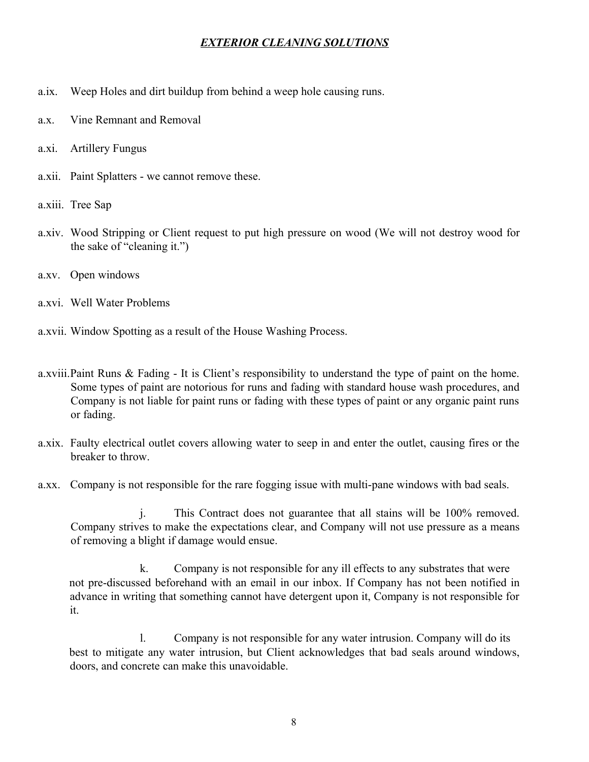## *EXTERIOR CLEANING SOLUTIONS*

a.ix. Weep Holes and dirt buildup from behind a weep hole causing runs.

a.x. Vine Remnant and Removal

a.xi. Artillery Fungus

a.xii. Paint Splatters - we cannot remove these.

a.xiii. Tree Sap

a.xiv. Wood Stripping or Client request to put high pressure on wood (We will not destroy wood for the sake of "cleaning it.")

a.xv. Open windows

a.xvi. Well Water Problems

a.xvii. Window Spotting as a result of the House Washing Process.

a.xviii. Paint Runs & Fading - It is Client's responsibility to understand the type of paint on the home. Some types of paint are notorious for runs and fading with standard house wash procedures, and Company is not liable for paint runs or fading with these types of paint or any organic paint runs or fading.

a.xix. Faulty electrical outlet covers allowing water to seep in and enter the outlet, causing fires or the breaker to throw.

a.xx. Company is not responsible for the rare fogging issue with multi-pane windows with bad seals.

j. This Contract does not guarantee that all stains will be 100% removed. Company strives to make the expectations clear, and Company will not use pressure as a means of removing a blight if damage would ensue.

k. Company is not responsible for any ill effects to any substrates that were not pre-discussed beforehand with an email in our inbox. If Company has not been notified in advance in writing that something cannot have detergent upon it, Company is not responsible for it.

l. Company is not responsible for any water intrusion. Company will do its best to mitigate any water intrusion, but Client acknowledges that bad seals around windows, doors, and concrete can make this unavoidable.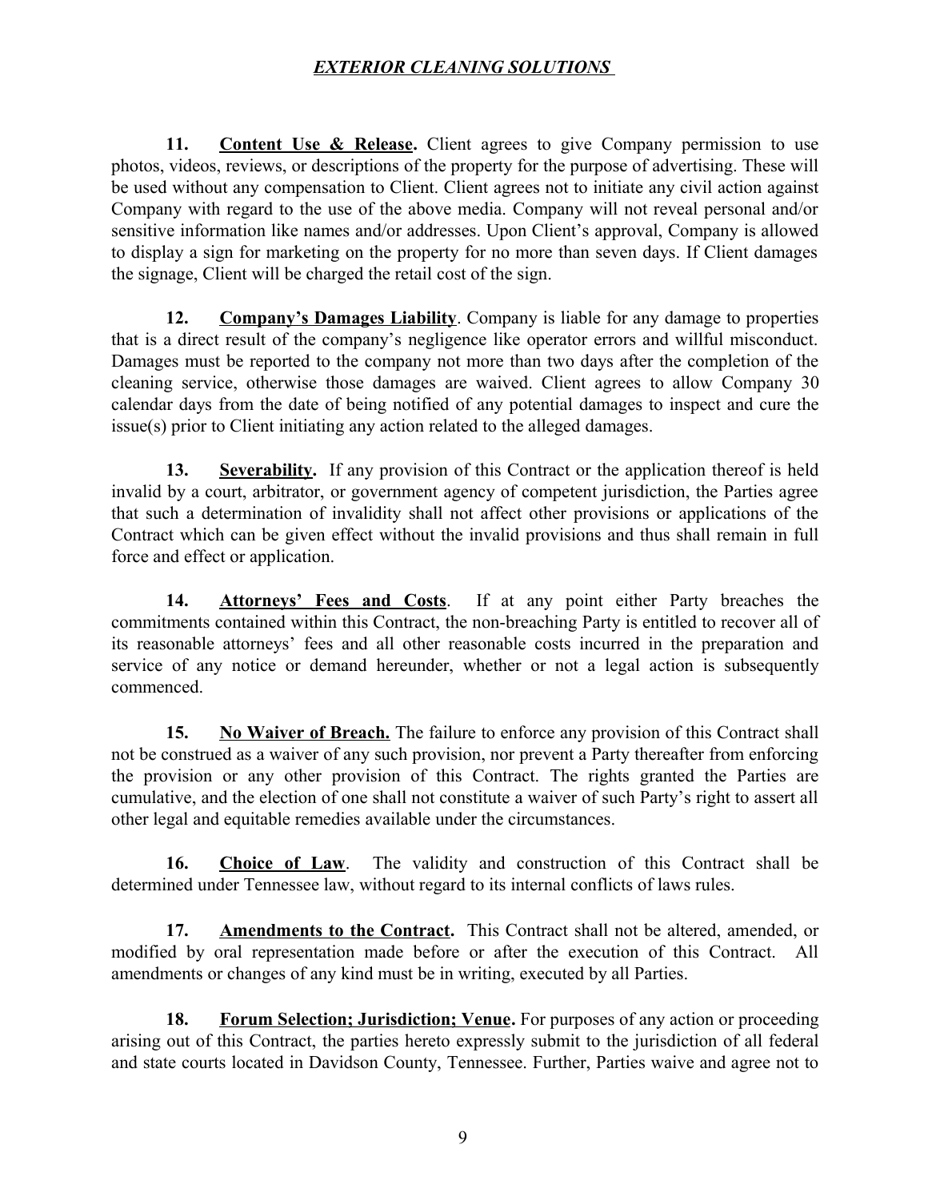**11. <u>Content Use & Release</u>.** Client agrees to give Company permission to use photos, videos, reviews, or descriptions of the property for the purpose of advertising. These will be used without any compensation to Client. Client agrees not to initiate any civil action against Company with regard to the use of the above media. Company will not reveal personal and/or sensitive information like names and/or addresses. Upon Client's approval, Company is allowed to display a sign for marketing on the property for no more than seven days. If Client damages the signage, Client will be charged the retail cost of the sign.

**12. <u>Company's Damages Liability</u>**. Company is liable for any damage to properties that is a direct result of the company's negligence like operator errors and willful misconduct. Damages must be reported to the company not more than two days after the completion of the cleaning service, otherwise those damages are waived. Client agrees to allow Company 30 calendar days from the date of being notified of any potential damages to inspect and cure the issue(s) prior to Client initiating any action related to the alleged damages.

**13. <u>Severability</u>.** If any provision of this Contract or the application thereof is held invalid by a court, arbitrator, or government agency of competent jurisdiction, the Parties agree that such a determination of invalidity shall not affect other provisions or applications of the Contract which can be given effect without the invalid provisions and thus shall remain in full force and effect or application.

**14. <u>Attorneys' Fees and Costs</u>**. If at any point either Party breaches the commitments contained within this Contract, the non-breaching Party is entitled to recover all of its reasonable attorneys' fees and all other reasonable costs incurred in the preparation and service of any notice or demand hereunder, whether or not a legal action is subsequently commenced.

**15. <u>No Waiver of Breach.</u>** The failure to enforce any provision of this Contract shall not be construed as a waiver of any such provision, nor prevent a Party thereafter from enforcing the provision or any other provision of this Contract. The rights granted the Parties are cumulative, and the election of one shall not constitute a waiver of such Party's right to assert all other legal and equitable remedies available under the circumstances.

**16. <u>Choice of Law</u>**. The validity and construction of this Contract shall be determined under Tennessee law, without regard to its internal conflicts of laws rules.

**17. <u>Amendments to the Contract</u>.** This Contract shall not be altered, amended, or modified by oral representation made before or after the execution of this Contract. All amendments or changes of any kind must be in writing, executed by all Parties.

**18. <u>Forum Selection; Jurisdiction; Venue</u>.** For purposes of any action or proceeding arising out of this Contract, the parties hereto expressly submit to the jurisdiction of all federal and state courts located in Davidson County, Tennessee. Further, Parties waive and agree not to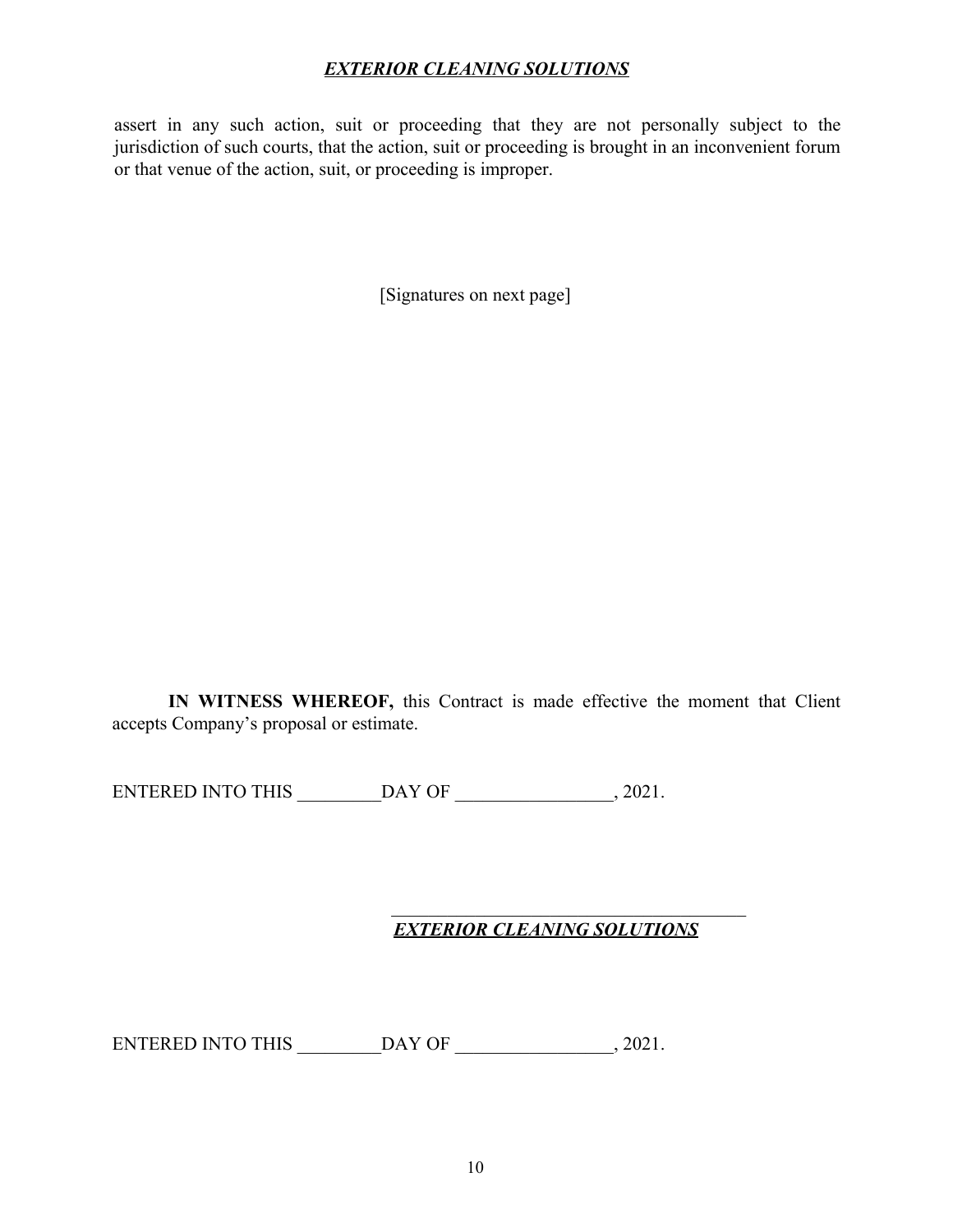assert in any such action, suit or proceeding that they are not personally subject to the jurisdiction of such courts, that the action, suit or proceeding is brought in an inconvenient forum or that venue of the action, suit, or proceeding is improper.

[Signatures on next page]

**IN WITNESS WHEREOF,** this Contract is made effective the moment that Client accepts Company's proposal or estimate.

ENTERED INTO THIS _________DAY OF _________________, 2021.

_______________________________________

***EXTERIOR CLEANING SOLUTIONS***

ENTERED INTO THIS _________DAY OF _________________, 2021.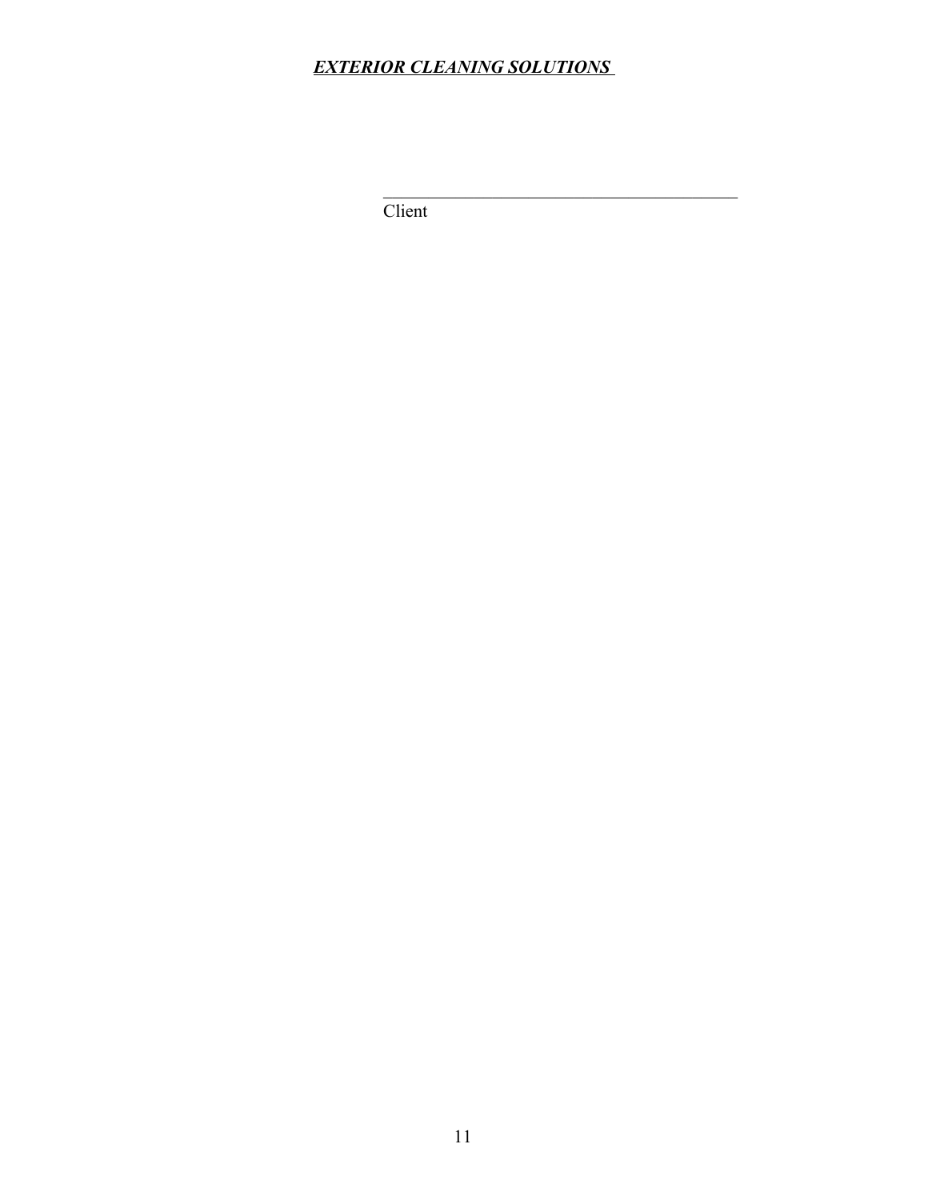\_\_\_\_\_\_\_\_\_\_\_\_\_\_\_\_\_\_\_\_\_\_\_\_\_\_\_\_\_\_\_\_\_\_\_\_\_\_\_\_

Client